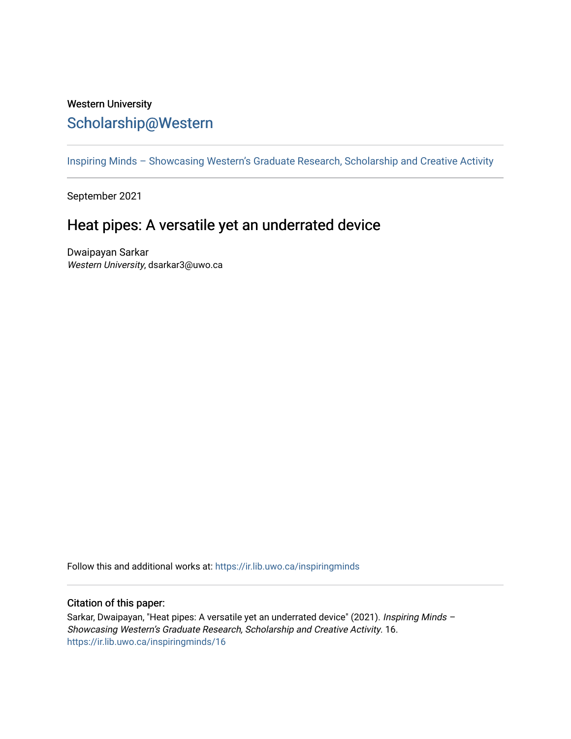Western University

# Scholarship@Western

Inspiring Minds – Showcasing Western's Graduate Research, Scholarship and Creative Activity

September 2021

## Heat pipes: A versatile yet an underrated device

Dwaipayan Sarkar
*Western University*, dsarkar3@uwo.ca

Follow this and additional works at: https://ir.lib.uwo.ca/inspiringminds

### Citation of this paper:

Sarkar, Dwaipayan, "Heat pipes: A versatile yet an underrated device" (2021). *Inspiring Minds – Showcasing Western's Graduate Research, Scholarship and Creative Activity*. 16.
https://ir.lib.uwo.ca/inspiringminds/16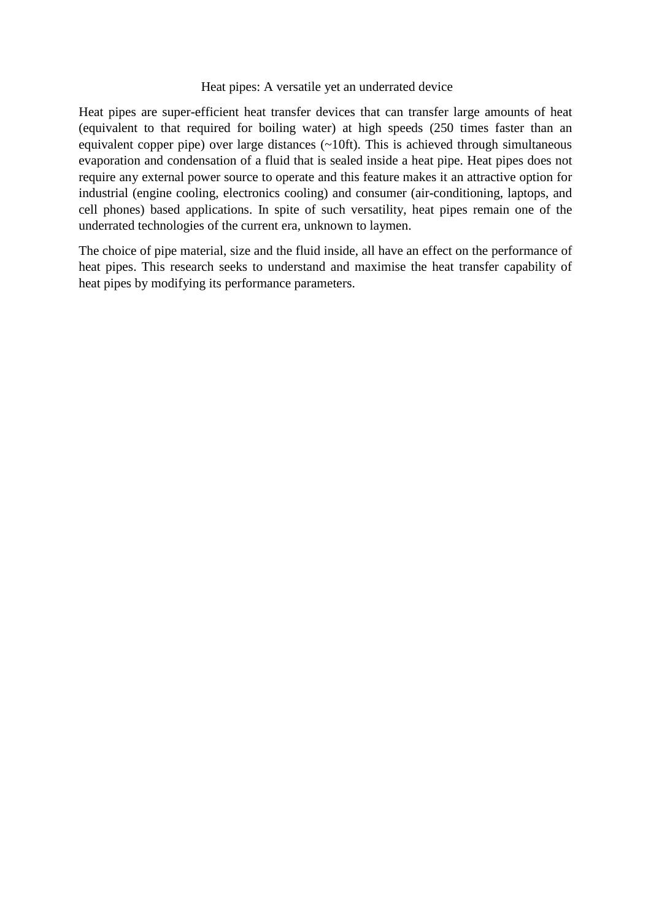# Heat pipes: A versatile yet an underrated device

Heat pipes are super-efficient heat transfer devices that can transfer large amounts of heat (equivalent to that required for boiling water) at high speeds (250 times faster than an equivalent copper pipe) over large distances (~10ft). This is achieved through simultaneous evaporation and condensation of a fluid that is sealed inside a heat pipe. Heat pipes does not require any external power source to operate and this feature makes it an attractive option for industrial (engine cooling, electronics cooling) and consumer (air-conditioning, laptops, and cell phones) based applications. In spite of such versatility, heat pipes remain one of the underrated technologies of the current era, unknown to laymen.

The choice of pipe material, size and the fluid inside, all have an effect on the performance of heat pipes. This research seeks to understand and maximise the heat transfer capability of heat pipes by modifying its performance parameters.